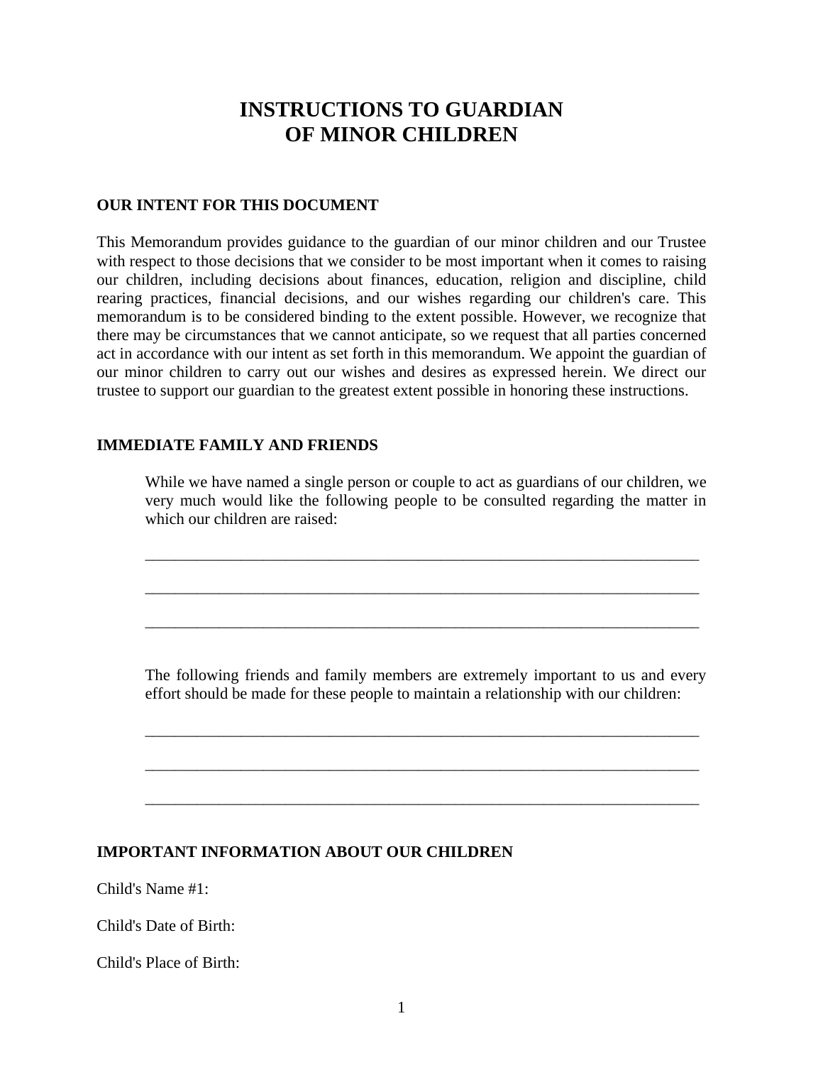# INSTRUCTIONS TO GUARDIAN OF MINOR CHILDREN

## OUR INTENT FOR THIS DOCUMENT

This Memorandum provides guidance to the guardian of our minor children and our Trustee with respect to those decisions that we consider to be most important when it comes to raising our children, including decisions about finances, education, religion and discipline, child rearing practices, financial decisions, and our wishes regarding our children's care. This memorandum is to be considered binding to the extent possible. However, we recognize that there may be circumstances that we cannot anticipate, so we request that all parties concerned act in accordance with our intent as set forth in this memorandum. We appoint the guardian of our minor children to carry out our wishes and desires as expressed herein. We direct our trustee to support our guardian to the greatest extent possible in honoring these instructions.

## IMMEDIATE FAMILY AND FRIENDS

While we have named a single person or couple to act as guardians of our children, we very much would like the following people to be consulted regarding the matter in which our children are raised:

________________________________________________________________________

________________________________________________________________________

________________________________________________________________________

The following friends and family members are extremely important to us and every effort should be made for these people to maintain a relationship with our children:

________________________________________________________________________

________________________________________________________________________

________________________________________________________________________

## IMPORTANT INFORMATION ABOUT OUR CHILDREN

Child's Name #1:

Child's Date of Birth:

Child's Place of Birth: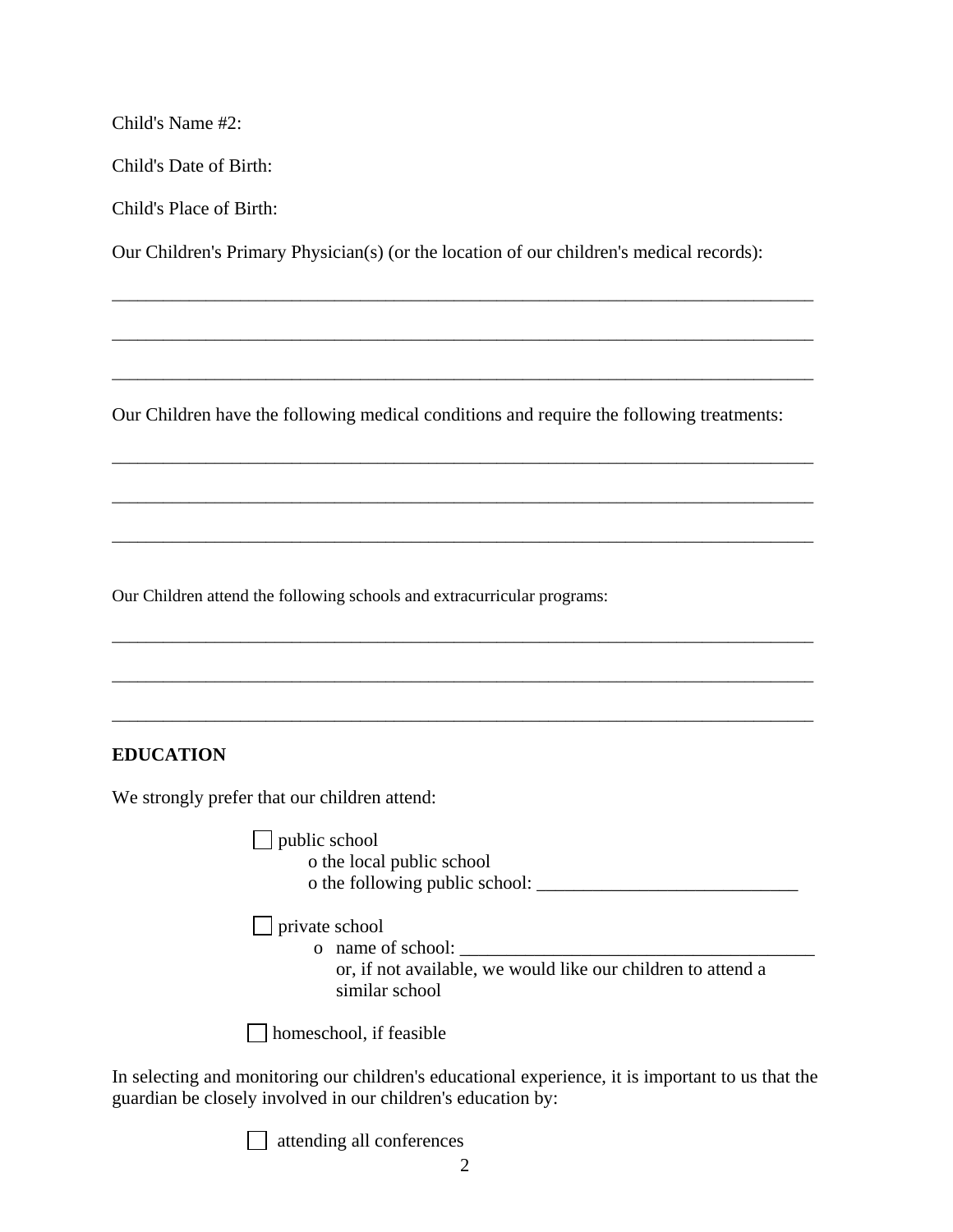Child's Name #2:

Child's Date of Birth:

Child's Place of Birth:

Our Children's Primary Physician(s) (or the location of our children's medical records):

_______________________________________________________________________________

_______________________________________________________________________________

_______________________________________________________________________________

Our Children have the following medical conditions and require the following treatments:

_______________________________________________________________________________

_______________________________________________________________________________

_______________________________________________________________________________

Our Children attend the following schools and extracurricular programs:

_______________________________________________________________________________

_______________________________________________________________________________

_______________________________________________________________________________

**EDUCATION**

We strongly prefer that our children attend:

☐ public school
- o the local public school
- o the following public school: ____________________________

☐ private school
- o name of school: _______________________________________
  or, if not available, we would like our children to attend a similar school

☐ homeschool, if feasible

In selecting and monitoring our children's educational experience, it is important to us that the guardian be closely involved in our children's education by:

☐ attending all conferences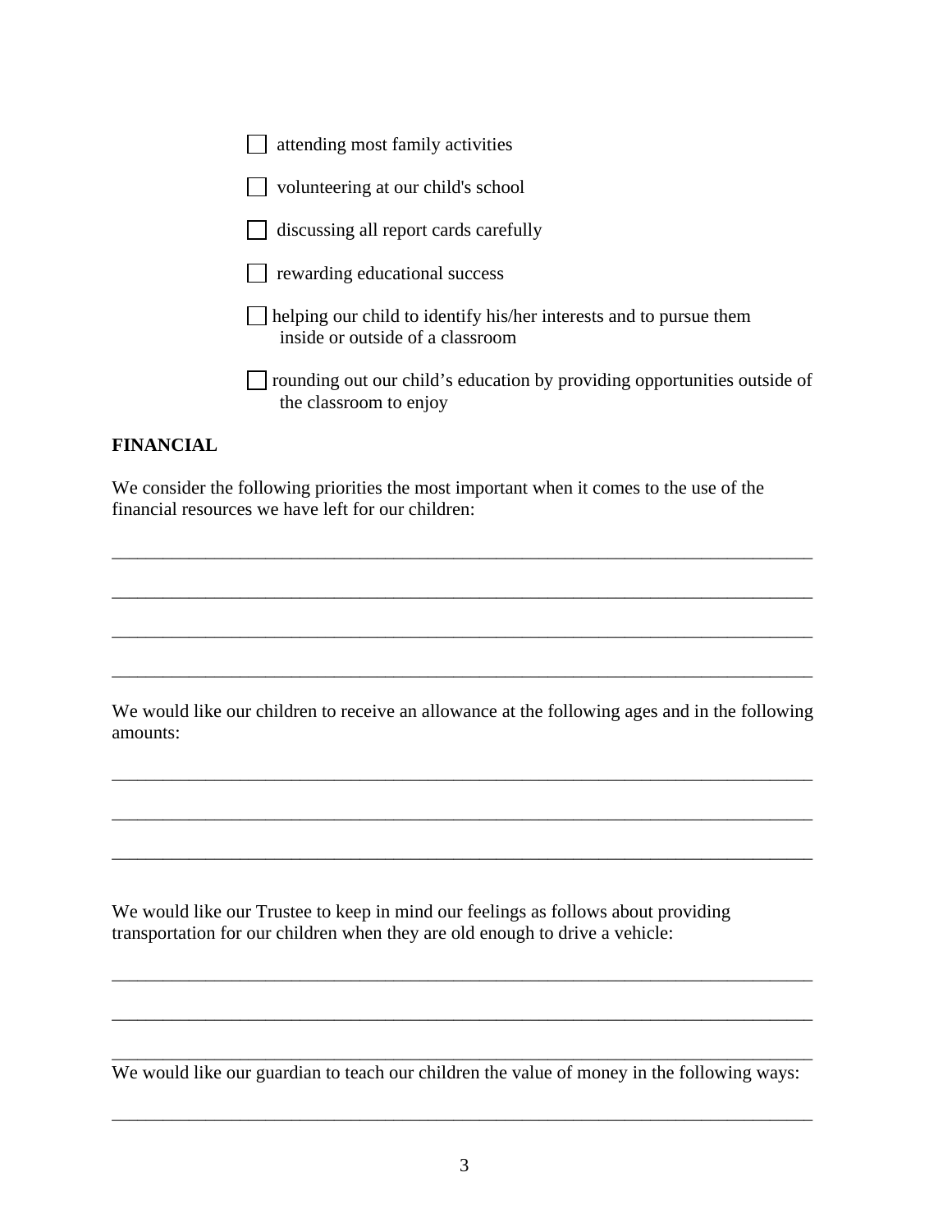- [ ] attending most family activities
- [ ] volunteering at our child's school
- [ ] discussing all report cards carefully
- [ ] rewarding educational success
- [ ] helping our child to identify his/her interests and to pursue them inside or outside of a classroom
- [ ] rounding out our child's education by providing opportunities outside of the classroom to enjoy

**FINANCIAL**

We consider the following priorities the most important when it comes to the use of the financial resources we have left for our children:

___________________________________________________________________________

___________________________________________________________________________

___________________________________________________________________________

___________________________________________________________________________

We would like our children to receive an allowance at the following ages and in the following amounts:

___________________________________________________________________________

___________________________________________________________________________

___________________________________________________________________________

We would like our Trustee to keep in mind our feelings as follows about providing transportation for our children when they are old enough to drive a vehicle:

___________________________________________________________________________

___________________________________________________________________________

___________________________________________________________________________

We would like our guardian to teach our children the value of money in the following ways:

___________________________________________________________________________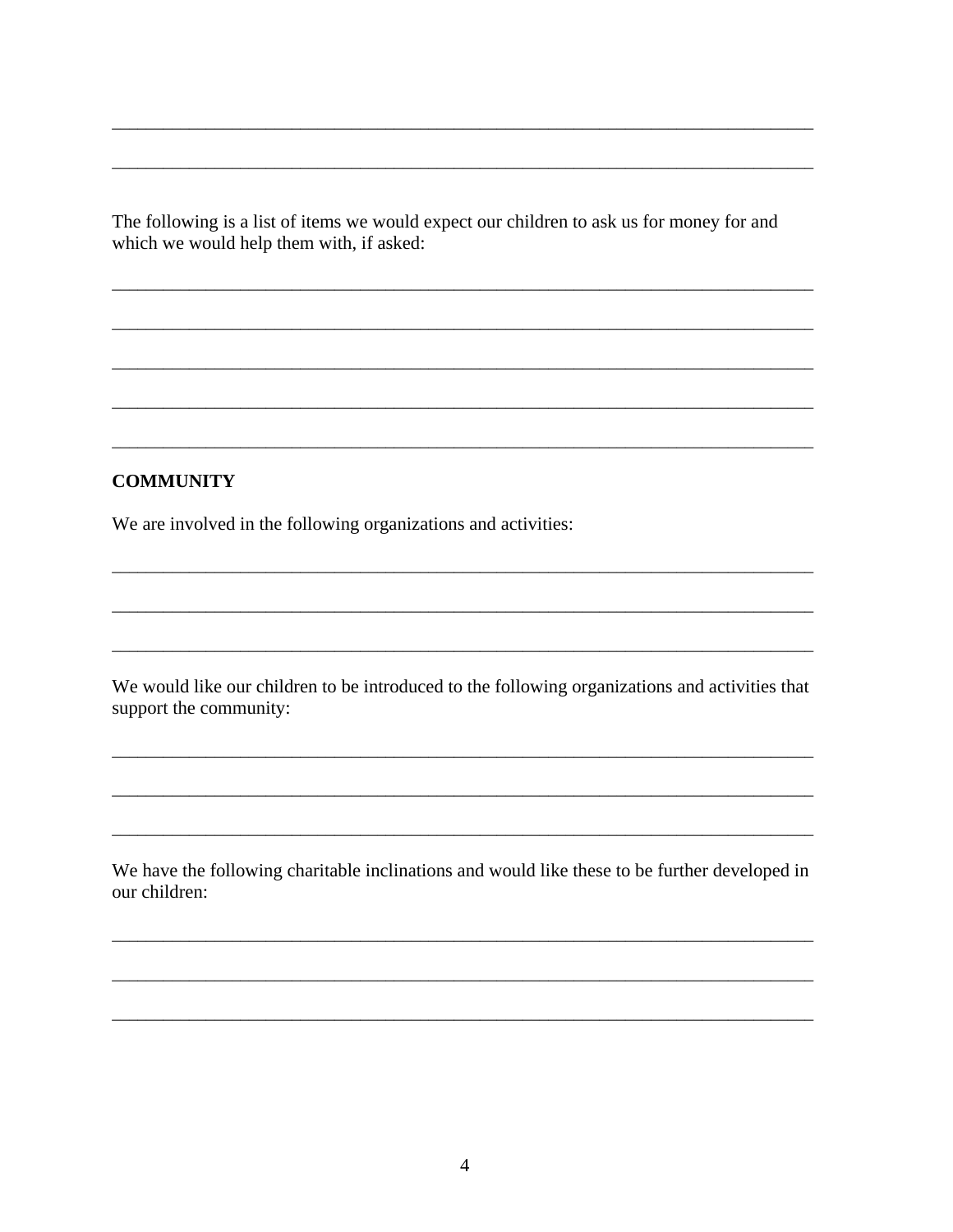\_\_\_\_\_\_\_\_\_\_\_\_\_\_\_\_\_\_\_\_\_\_\_\_\_\_\_\_\_\_\_\_\_\_\_\_\_\_\_\_\_\_\_\_\_\_\_\_\_\_\_\_\_\_\_\_\_\_\_\_\_\_\_\_\_\_\_\_\_\_\_\_

\_\_\_\_\_\_\_\_\_\_\_\_\_\_\_\_\_\_\_\_\_\_\_\_\_\_\_\_\_\_\_\_\_\_\_\_\_\_\_\_\_\_\_\_\_\_\_\_\_\_\_\_\_\_\_\_\_\_\_\_\_\_\_\_\_\_\_\_\_\_\_\_

The following is a list of items we would expect our children to ask us for money for and which we would help them with, if asked:

\_\_\_\_\_\_\_\_\_\_\_\_\_\_\_\_\_\_\_\_\_\_\_\_\_\_\_\_\_\_\_\_\_\_\_\_\_\_\_\_\_\_\_\_\_\_\_\_\_\_\_\_\_\_\_\_\_\_\_\_\_\_\_\_\_\_\_\_\_\_\_\_

\_\_\_\_\_\_\_\_\_\_\_\_\_\_\_\_\_\_\_\_\_\_\_\_\_\_\_\_\_\_\_\_\_\_\_\_\_\_\_\_\_\_\_\_\_\_\_\_\_\_\_\_\_\_\_\_\_\_\_\_\_\_\_\_\_\_\_\_\_\_\_\_

\_\_\_\_\_\_\_\_\_\_\_\_\_\_\_\_\_\_\_\_\_\_\_\_\_\_\_\_\_\_\_\_\_\_\_\_\_\_\_\_\_\_\_\_\_\_\_\_\_\_\_\_\_\_\_\_\_\_\_\_\_\_\_\_\_\_\_\_\_\_\_\_

\_\_\_\_\_\_\_\_\_\_\_\_\_\_\_\_\_\_\_\_\_\_\_\_\_\_\_\_\_\_\_\_\_\_\_\_\_\_\_\_\_\_\_\_\_\_\_\_\_\_\_\_\_\_\_\_\_\_\_\_\_\_\_\_\_\_\_\_\_\_\_\_

\_\_\_\_\_\_\_\_\_\_\_\_\_\_\_\_\_\_\_\_\_\_\_\_\_\_\_\_\_\_\_\_\_\_\_\_\_\_\_\_\_\_\_\_\_\_\_\_\_\_\_\_\_\_\_\_\_\_\_\_\_\_\_\_\_\_\_\_\_\_\_\_

**COMMUNITY**

We are involved in the following organizations and activities:

\_\_\_\_\_\_\_\_\_\_\_\_\_\_\_\_\_\_\_\_\_\_\_\_\_\_\_\_\_\_\_\_\_\_\_\_\_\_\_\_\_\_\_\_\_\_\_\_\_\_\_\_\_\_\_\_\_\_\_\_\_\_\_\_\_\_\_\_\_\_\_\_

\_\_\_\_\_\_\_\_\_\_\_\_\_\_\_\_\_\_\_\_\_\_\_\_\_\_\_\_\_\_\_\_\_\_\_\_\_\_\_\_\_\_\_\_\_\_\_\_\_\_\_\_\_\_\_\_\_\_\_\_\_\_\_\_\_\_\_\_\_\_\_\_

\_\_\_\_\_\_\_\_\_\_\_\_\_\_\_\_\_\_\_\_\_\_\_\_\_\_\_\_\_\_\_\_\_\_\_\_\_\_\_\_\_\_\_\_\_\_\_\_\_\_\_\_\_\_\_\_\_\_\_\_\_\_\_\_\_\_\_\_\_\_\_\_

We would like our children to be introduced to the following organizations and activities that support the community:

\_\_\_\_\_\_\_\_\_\_\_\_\_\_\_\_\_\_\_\_\_\_\_\_\_\_\_\_\_\_\_\_\_\_\_\_\_\_\_\_\_\_\_\_\_\_\_\_\_\_\_\_\_\_\_\_\_\_\_\_\_\_\_\_\_\_\_\_\_\_\_\_

\_\_\_\_\_\_\_\_\_\_\_\_\_\_\_\_\_\_\_\_\_\_\_\_\_\_\_\_\_\_\_\_\_\_\_\_\_\_\_\_\_\_\_\_\_\_\_\_\_\_\_\_\_\_\_\_\_\_\_\_\_\_\_\_\_\_\_\_\_\_\_\_

\_\_\_\_\_\_\_\_\_\_\_\_\_\_\_\_\_\_\_\_\_\_\_\_\_\_\_\_\_\_\_\_\_\_\_\_\_\_\_\_\_\_\_\_\_\_\_\_\_\_\_\_\_\_\_\_\_\_\_\_\_\_\_\_\_\_\_\_\_\_\_\_

We have the following charitable inclinations and would like these to be further developed in our children:

\_\_\_\_\_\_\_\_\_\_\_\_\_\_\_\_\_\_\_\_\_\_\_\_\_\_\_\_\_\_\_\_\_\_\_\_\_\_\_\_\_\_\_\_\_\_\_\_\_\_\_\_\_\_\_\_\_\_\_\_\_\_\_\_\_\_\_\_\_\_\_\_

\_\_\_\_\_\_\_\_\_\_\_\_\_\_\_\_\_\_\_\_\_\_\_\_\_\_\_\_\_\_\_\_\_\_\_\_\_\_\_\_\_\_\_\_\_\_\_\_\_\_\_\_\_\_\_\_\_\_\_\_\_\_\_\_\_\_\_\_\_\_\_\_

\_\_\_\_\_\_\_\_\_\_\_\_\_\_\_\_\_\_\_\_\_\_\_\_\_\_\_\_\_\_\_\_\_\_\_\_\_\_\_\_\_\_\_\_\_\_\_\_\_\_\_\_\_\_\_\_\_\_\_\_\_\_\_\_\_\_\_\_\_\_\_\_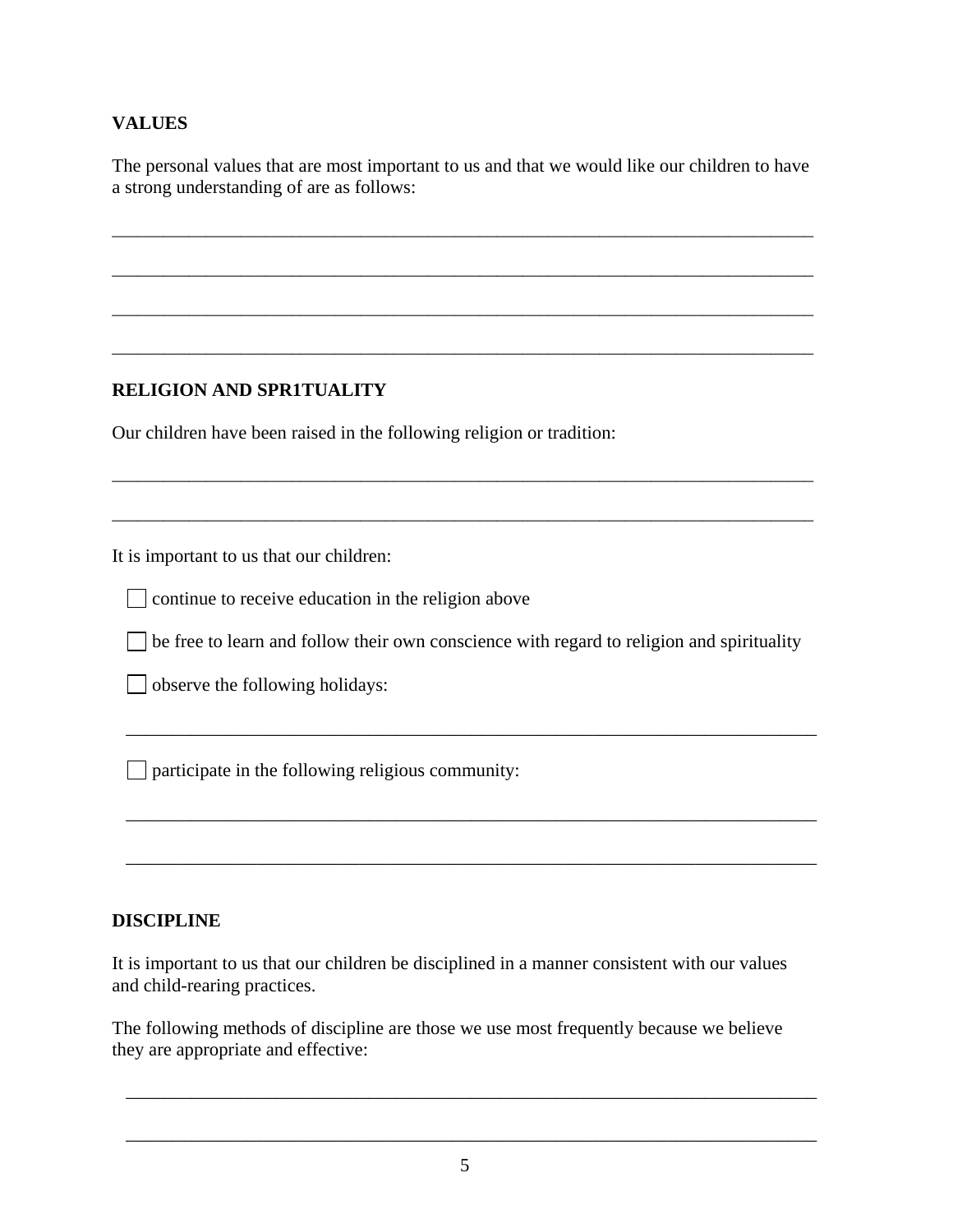**VALUES**

The personal values that are most important to us and that we would like our children to have a strong understanding of are as follows:

\_\_\_\_\_\_\_\_\_\_\_\_\_\_\_\_\_\_\_\_\_\_\_\_\_\_\_\_\_\_\_\_\_\_\_\_\_\_\_\_\_\_\_\_\_\_\_\_\_\_\_\_\_\_\_\_\_\_\_\_\_\_\_\_\_\_\_\_\_\_\_\_\_\_\_\_

\_\_\_\_\_\_\_\_\_\_\_\_\_\_\_\_\_\_\_\_\_\_\_\_\_\_\_\_\_\_\_\_\_\_\_\_\_\_\_\_\_\_\_\_\_\_\_\_\_\_\_\_\_\_\_\_\_\_\_\_\_\_\_\_\_\_\_\_\_\_\_\_\_\_\_\_

\_\_\_\_\_\_\_\_\_\_\_\_\_\_\_\_\_\_\_\_\_\_\_\_\_\_\_\_\_\_\_\_\_\_\_\_\_\_\_\_\_\_\_\_\_\_\_\_\_\_\_\_\_\_\_\_\_\_\_\_\_\_\_\_\_\_\_\_\_\_\_\_\_\_\_\_

\_\_\_\_\_\_\_\_\_\_\_\_\_\_\_\_\_\_\_\_\_\_\_\_\_\_\_\_\_\_\_\_\_\_\_\_\_\_\_\_\_\_\_\_\_\_\_\_\_\_\_\_\_\_\_\_\_\_\_\_\_\_\_\_\_\_\_\_\_\_\_\_\_\_\_\_

**RELIGION AND SPR1TUALITY**

Our children have been raised in the following religion or tradition:

\_\_\_\_\_\_\_\_\_\_\_\_\_\_\_\_\_\_\_\_\_\_\_\_\_\_\_\_\_\_\_\_\_\_\_\_\_\_\_\_\_\_\_\_\_\_\_\_\_\_\_\_\_\_\_\_\_\_\_\_\_\_\_\_\_\_\_\_\_\_\_\_\_\_\_\_

\_\_\_\_\_\_\_\_\_\_\_\_\_\_\_\_\_\_\_\_\_\_\_\_\_\_\_\_\_\_\_\_\_\_\_\_\_\_\_\_\_\_\_\_\_\_\_\_\_\_\_\_\_\_\_\_\_\_\_\_\_\_\_\_\_\_\_\_\_\_\_\_\_\_\_\_

It is important to us that our children:

☐ continue to receive education in the religion above

☐ be free to learn and follow their own conscience with regard to religion and spirituality

☐ observe the following holidays:

\_\_\_\_\_\_\_\_\_\_\_\_\_\_\_\_\_\_\_\_\_\_\_\_\_\_\_\_\_\_\_\_\_\_\_\_\_\_\_\_\_\_\_\_\_\_\_\_\_\_\_\_\_\_\_\_\_\_\_\_\_\_\_\_\_\_\_\_\_\_\_\_\_\_\_\_

☐ participate in the following religious community:

\_\_\_\_\_\_\_\_\_\_\_\_\_\_\_\_\_\_\_\_\_\_\_\_\_\_\_\_\_\_\_\_\_\_\_\_\_\_\_\_\_\_\_\_\_\_\_\_\_\_\_\_\_\_\_\_\_\_\_\_\_\_\_\_\_\_\_\_\_\_\_\_\_\_\_\_

\_\_\_\_\_\_\_\_\_\_\_\_\_\_\_\_\_\_\_\_\_\_\_\_\_\_\_\_\_\_\_\_\_\_\_\_\_\_\_\_\_\_\_\_\_\_\_\_\_\_\_\_\_\_\_\_\_\_\_\_\_\_\_\_\_\_\_\_\_\_\_\_\_\_\_\_

**DISCIPLINE**

It is important to us that our children be disciplined in a manner consistent with our values and child-rearing practices.

The following methods of discipline are those we use most frequently because we believe they are appropriate and effective:

\_\_\_\_\_\_\_\_\_\_\_\_\_\_\_\_\_\_\_\_\_\_\_\_\_\_\_\_\_\_\_\_\_\_\_\_\_\_\_\_\_\_\_\_\_\_\_\_\_\_\_\_\_\_\_\_\_\_\_\_\_\_\_\_\_\_\_\_\_\_\_\_\_\_\_\_

\_\_\_\_\_\_\_\_\_\_\_\_\_\_\_\_\_\_\_\_\_\_\_\_\_\_\_\_\_\_\_\_\_\_\_\_\_\_\_\_\_\_\_\_\_\_\_\_\_\_\_\_\_\_\_\_\_\_\_\_\_\_\_\_\_\_\_\_\_\_\_\_\_\_\_\_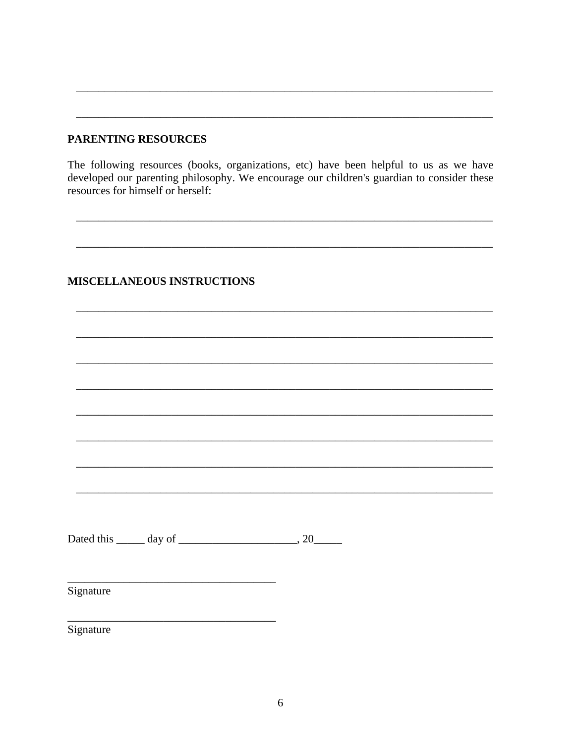\_\_\_\_\_\_\_\_\_\_\_\_\_\_\_\_\_\_\_\_\_\_\_\_\_\_\_\_\_\_\_\_\_\_\_\_\_\_\_\_\_\_\_\_\_\_\_\_\_\_\_\_\_\_\_\_\_\_\_\_\_\_\_\_\_\_\_\_\_\_\_\_\_\_

\_\_\_\_\_\_\_\_\_\_\_\_\_\_\_\_\_\_\_\_\_\_\_\_\_\_\_\_\_\_\_\_\_\_\_\_\_\_\_\_\_\_\_\_\_\_\_\_\_\_\_\_\_\_\_\_\_\_\_\_\_\_\_\_\_\_\_\_\_\_\_\_\_\_

**PARENTING RESOURCES**

The following resources (books, organizations, etc) have been helpful to us as we have developed our parenting philosophy. We encourage our children's guardian to consider these resources for himself or herself:

\_\_\_\_\_\_\_\_\_\_\_\_\_\_\_\_\_\_\_\_\_\_\_\_\_\_\_\_\_\_\_\_\_\_\_\_\_\_\_\_\_\_\_\_\_\_\_\_\_\_\_\_\_\_\_\_\_\_\_\_\_\_\_\_\_\_\_\_\_\_\_\_\_\_

\_\_\_\_\_\_\_\_\_\_\_\_\_\_\_\_\_\_\_\_\_\_\_\_\_\_\_\_\_\_\_\_\_\_\_\_\_\_\_\_\_\_\_\_\_\_\_\_\_\_\_\_\_\_\_\_\_\_\_\_\_\_\_\_\_\_\_\_\_\_\_\_\_\_

**MISCELLANEOUS INSTRUCTIONS**

\_\_\_\_\_\_\_\_\_\_\_\_\_\_\_\_\_\_\_\_\_\_\_\_\_\_\_\_\_\_\_\_\_\_\_\_\_\_\_\_\_\_\_\_\_\_\_\_\_\_\_\_\_\_\_\_\_\_\_\_\_\_\_\_\_\_\_\_\_\_\_\_\_\_

\_\_\_\_\_\_\_\_\_\_\_\_\_\_\_\_\_\_\_\_\_\_\_\_\_\_\_\_\_\_\_\_\_\_\_\_\_\_\_\_\_\_\_\_\_\_\_\_\_\_\_\_\_\_\_\_\_\_\_\_\_\_\_\_\_\_\_\_\_\_\_\_\_\_

\_\_\_\_\_\_\_\_\_\_\_\_\_\_\_\_\_\_\_\_\_\_\_\_\_\_\_\_\_\_\_\_\_\_\_\_\_\_\_\_\_\_\_\_\_\_\_\_\_\_\_\_\_\_\_\_\_\_\_\_\_\_\_\_\_\_\_\_\_\_\_\_\_\_

\_\_\_\_\_\_\_\_\_\_\_\_\_\_\_\_\_\_\_\_\_\_\_\_\_\_\_\_\_\_\_\_\_\_\_\_\_\_\_\_\_\_\_\_\_\_\_\_\_\_\_\_\_\_\_\_\_\_\_\_\_\_\_\_\_\_\_\_\_\_\_\_\_\_

\_\_\_\_\_\_\_\_\_\_\_\_\_\_\_\_\_\_\_\_\_\_\_\_\_\_\_\_\_\_\_\_\_\_\_\_\_\_\_\_\_\_\_\_\_\_\_\_\_\_\_\_\_\_\_\_\_\_\_\_\_\_\_\_\_\_\_\_\_\_\_\_\_\_

\_\_\_\_\_\_\_\_\_\_\_\_\_\_\_\_\_\_\_\_\_\_\_\_\_\_\_\_\_\_\_\_\_\_\_\_\_\_\_\_\_\_\_\_\_\_\_\_\_\_\_\_\_\_\_\_\_\_\_\_\_\_\_\_\_\_\_\_\_\_\_\_\_\_

\_\_\_\_\_\_\_\_\_\_\_\_\_\_\_\_\_\_\_\_\_\_\_\_\_\_\_\_\_\_\_\_\_\_\_\_\_\_\_\_\_\_\_\_\_\_\_\_\_\_\_\_\_\_\_\_\_\_\_\_\_\_\_\_\_\_\_\_\_\_\_\_\_\_

\_\_\_\_\_\_\_\_\_\_\_\_\_\_\_\_\_\_\_\_\_\_\_\_\_\_\_\_\_\_\_\_\_\_\_\_\_\_\_\_\_\_\_\_\_\_\_\_\_\_\_\_\_\_\_\_\_\_\_\_\_\_\_\_\_\_\_\_\_\_\_\_\_\_

Dated this \_\_\_\_\_ day of \_\_\_\_\_\_\_\_\_\_\_\_\_\_\_\_\_\_\_\_\_, 20\_\_\_\_\_

\_\_\_\_\_\_\_\_\_\_\_\_\_\_\_\_\_\_\_\_\_\_\_\_\_\_\_\_\_\_\_\_\_\_\_\_\_\_
Signature

\_\_\_\_\_\_\_\_\_\_\_\_\_\_\_\_\_\_\_\_\_\_\_\_\_\_\_\_\_\_\_\_\_\_\_\_\_\_
Signature